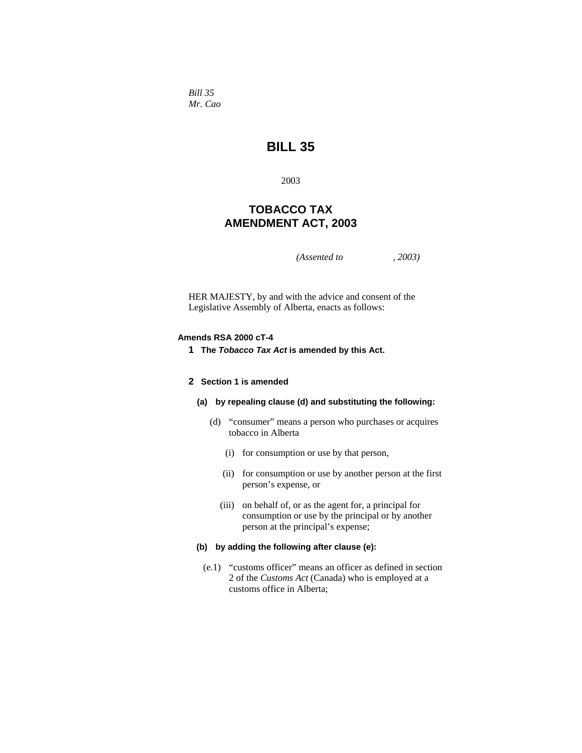*Bill 35*
*Mr. Cao*

# BILL 35

2003

## TOBACCO TAX AMENDMENT ACT, 2003

*(Assented to , 2003)*

HER MAJESTY, by and with the advice and consent of the Legislative Assembly of Alberta, enacts as follows:

**Amends RSA 2000 cT-4**

**1 The *Tobacco Tax Act* is amended by this Act.**

**2 Section 1 is amended**

**(a) by repealing clause (d) and substituting the following:**

(d) "consumer" means a person who purchases or acquires tobacco in Alberta

(i) for consumption or use by that person,

(ii) for consumption or use by another person at the first person's expense, or

(iii) on behalf of, or as the agent for, a principal for consumption or use by the principal or by another person at the principal's expense;

**(b) by adding the following after clause (e):**

(e.1) "customs officer" means an officer as defined in section 2 of the *Customs Act* (Canada) who is employed at a customs office in Alberta;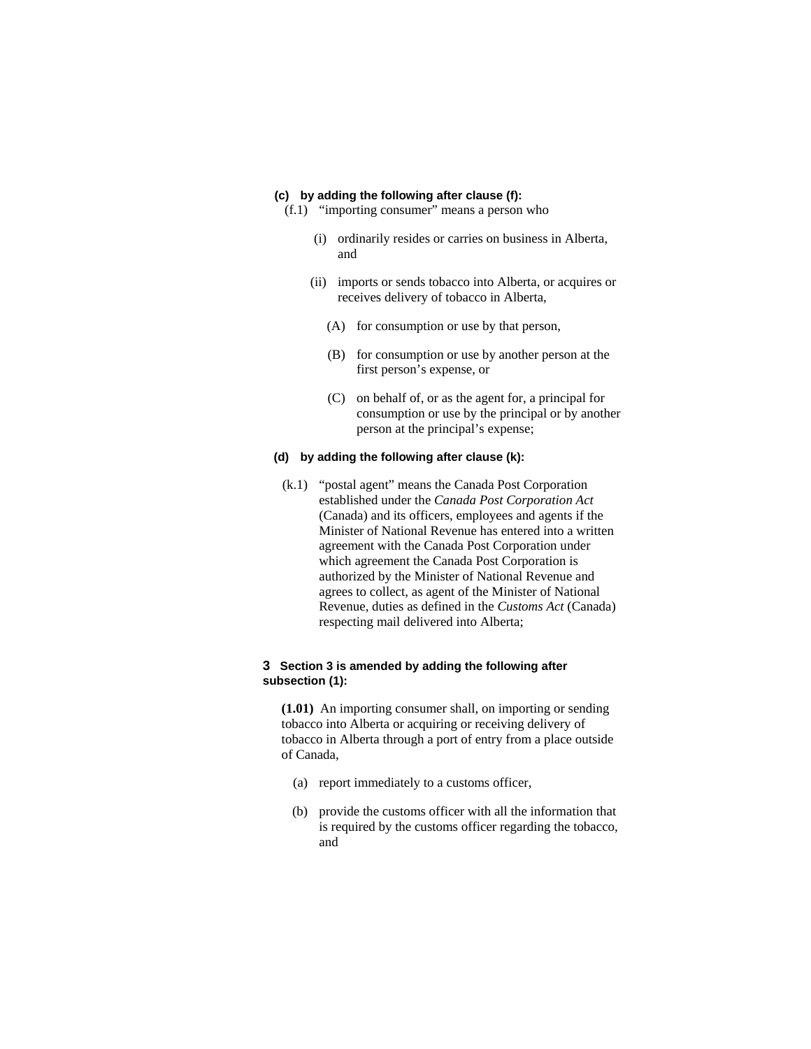**(c) by adding the following after clause (f):**

(f.1) "importing consumer" means a person who

(i) ordinarily resides or carries on business in Alberta, and

(ii) imports or sends tobacco into Alberta, or acquires or receives delivery of tobacco in Alberta,

(A) for consumption or use by that person,

(B) for consumption or use by another person at the first person's expense, or

(C) on behalf of, or as the agent for, a principal for consumption or use by the principal or by another person at the principal's expense;

**(d) by adding the following after clause (k):**

(k.1) "postal agent" means the Canada Post Corporation established under the *Canada Post Corporation Act* (Canada) and its officers, employees and agents if the Minister of National Revenue has entered into a written agreement with the Canada Post Corporation under which agreement the Canada Post Corporation is authorized by the Minister of National Revenue and agrees to collect, as agent of the Minister of National Revenue, duties as defined in the *Customs Act* (Canada) respecting mail delivered into Alberta;

**3 Section 3 is amended by adding the following after subsection (1):**

**(1.01)** An importing consumer shall, on importing or sending tobacco into Alberta or acquiring or receiving delivery of tobacco in Alberta through a port of entry from a place outside of Canada,

(a) report immediately to a customs officer,

(b) provide the customs officer with all the information that is required by the customs officer regarding the tobacco, and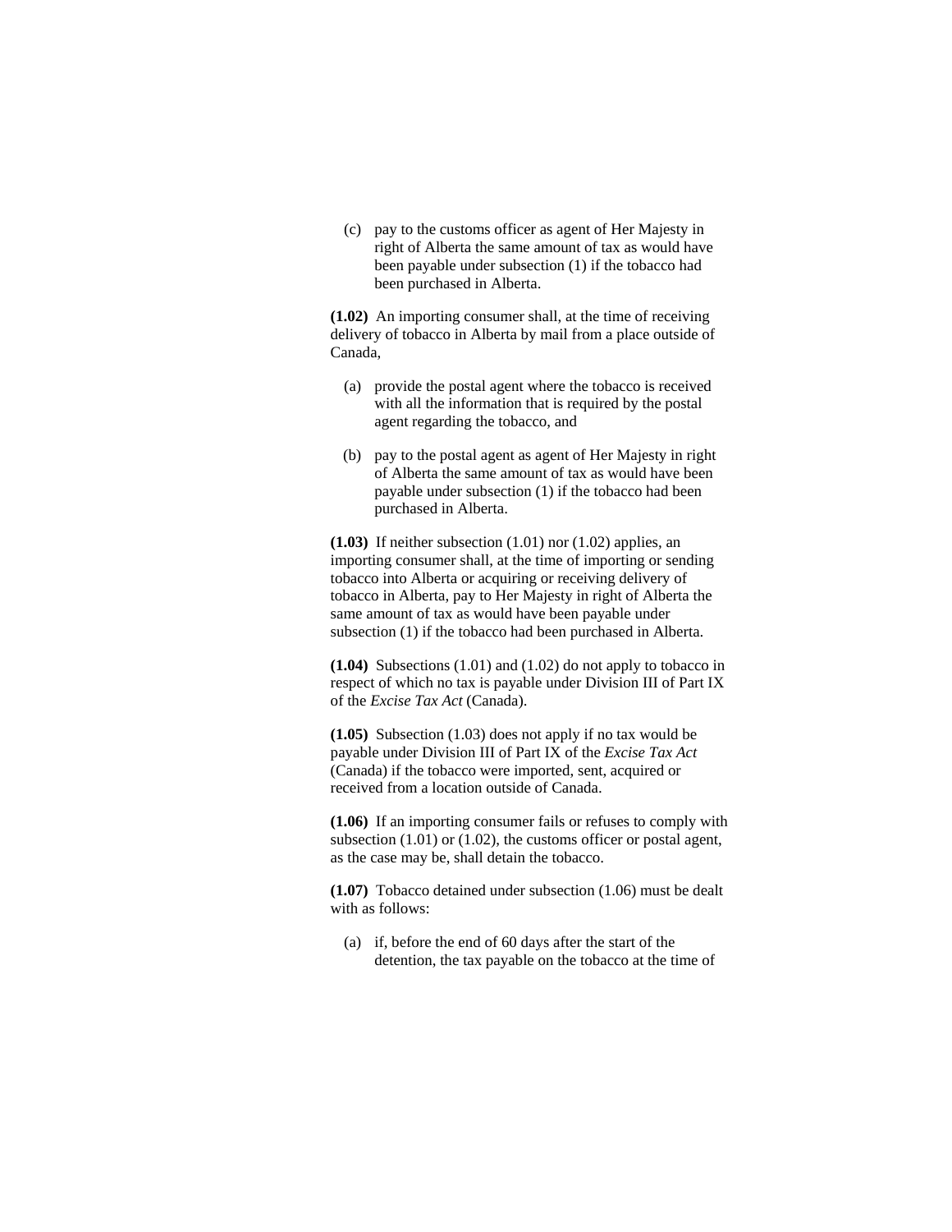(c) pay to the customs officer as agent of Her Majesty in right of Alberta the same amount of tax as would have been payable under subsection (1) if the tobacco had been purchased in Alberta.

**(1.02)** An importing consumer shall, at the time of receiving delivery of tobacco in Alberta by mail from a place outside of Canada,

(a) provide the postal agent where the tobacco is received with all the information that is required by the postal agent regarding the tobacco, and

(b) pay to the postal agent as agent of Her Majesty in right of Alberta the same amount of tax as would have been payable under subsection (1) if the tobacco had been purchased in Alberta.

**(1.03)** If neither subsection (1.01) nor (1.02) applies, an importing consumer shall, at the time of importing or sending tobacco into Alberta or acquiring or receiving delivery of tobacco in Alberta, pay to Her Majesty in right of Alberta the same amount of tax as would have been payable under subsection (1) if the tobacco had been purchased in Alberta.

**(1.04)** Subsections (1.01) and (1.02) do not apply to tobacco in respect of which no tax is payable under Division III of Part IX of the *Excise Tax Act* (Canada).

**(1.05)** Subsection (1.03) does not apply if no tax would be payable under Division III of Part IX of the *Excise Tax Act* (Canada) if the tobacco were imported, sent, acquired or received from a location outside of Canada.

**(1.06)** If an importing consumer fails or refuses to comply with subsection (1.01) or (1.02), the customs officer or postal agent, as the case may be, shall detain the tobacco.

**(1.07)** Tobacco detained under subsection (1.06) must be dealt with as follows:

(a) if, before the end of 60 days after the start of the detention, the tax payable on the tobacco at the time of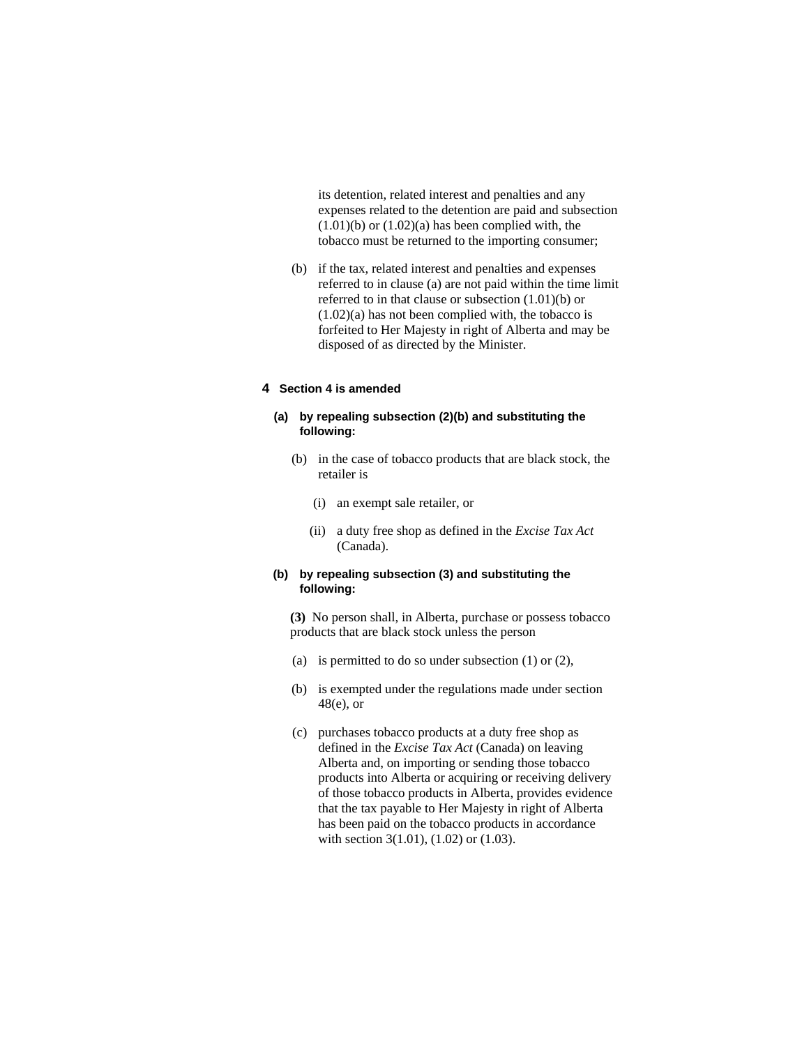its detention, related interest and penalties and any expenses related to the detention are paid and subsection (1.01)(b) or (1.02)(a) has been complied with, the tobacco must be returned to the importing consumer;

(b) if the tax, related interest and penalties and expenses referred to in clause (a) are not paid within the time limit referred to in that clause or subsection (1.01)(b) or (1.02)(a) has not been complied with, the tobacco is forfeited to Her Majesty in right of Alberta and may be disposed of as directed by the Minister.

**4 Section 4 is amended**

**(a) by repealing subsection (2)(b) and substituting the following:**

(b) in the case of tobacco products that are black stock, the retailer is

(i) an exempt sale retailer, or

(ii) a duty free shop as defined in the *Excise Tax Act* (Canada).

**(b) by repealing subsection (3) and substituting the following:**

**(3)** No person shall, in Alberta, purchase or possess tobacco products that are black stock unless the person

(a) is permitted to do so under subsection (1) or (2),

(b) is exempted under the regulations made under section 48(e), or

(c) purchases tobacco products at a duty free shop as defined in the *Excise Tax Act* (Canada) on leaving Alberta and, on importing or sending those tobacco products into Alberta or acquiring or receiving delivery of those tobacco products in Alberta, provides evidence that the tax payable to Her Majesty in right of Alberta has been paid on the tobacco products in accordance with section 3(1.01), (1.02) or (1.03).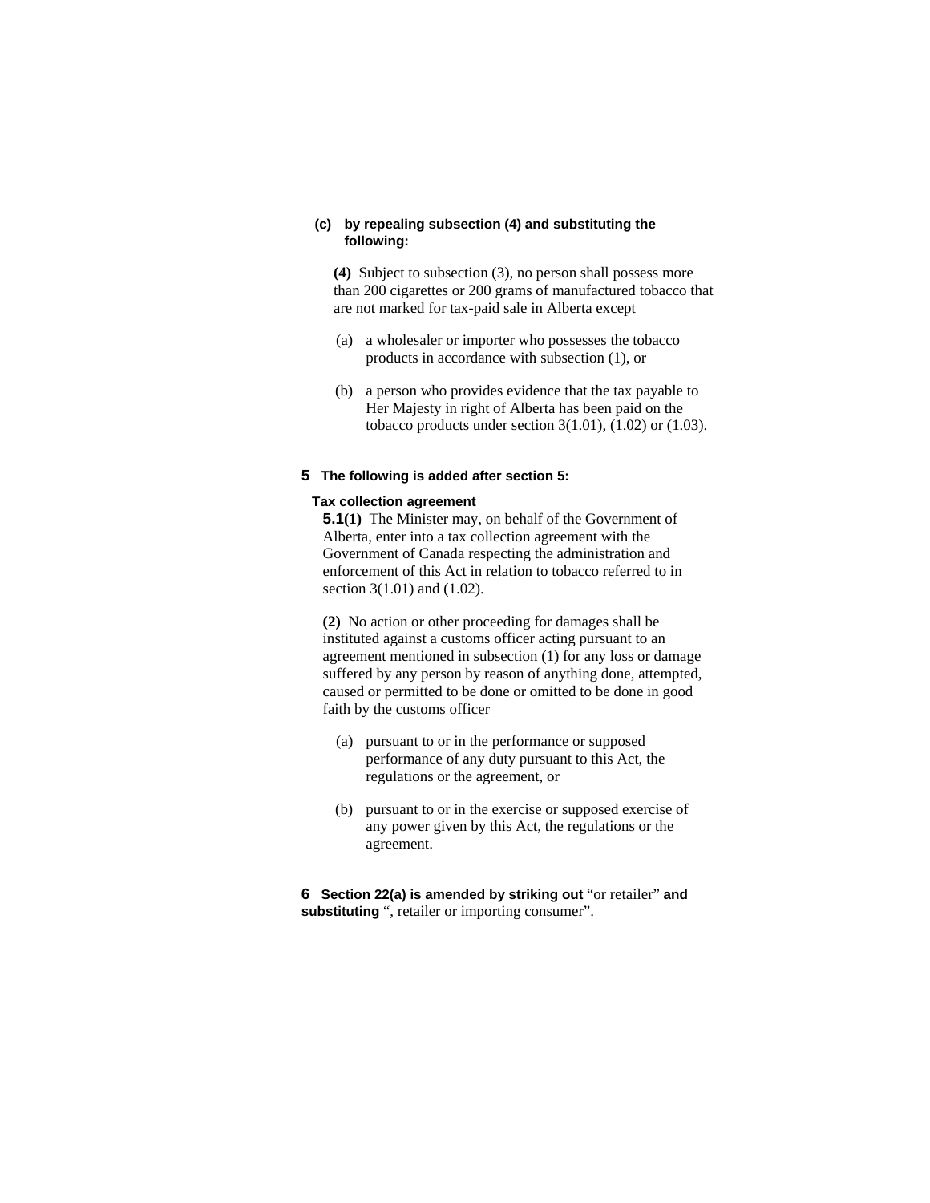**(c) by repealing subsection (4) and substituting the following:**

**(4)** Subject to subsection (3), no person shall possess more than 200 cigarettes or 200 grams of manufactured tobacco that are not marked for tax-paid sale in Alberta except

(a) a wholesaler or importer who possesses the tobacco products in accordance with subsection (1), or

(b) a person who provides evidence that the tax payable to Her Majesty in right of Alberta has been paid on the tobacco products under section 3(1.01), (1.02) or (1.03).

**5 The following is added after section 5:**

**Tax collection agreement**

**5.1(1)** The Minister may, on behalf of the Government of Alberta, enter into a tax collection agreement with the Government of Canada respecting the administration and enforcement of this Act in relation to tobacco referred to in section 3(1.01) and (1.02).

**(2)** No action or other proceeding for damages shall be instituted against a customs officer acting pursuant to an agreement mentioned in subsection (1) for any loss or damage suffered by any person by reason of anything done, attempted, caused or permitted to be done or omitted to be done in good faith by the customs officer

(a) pursuant to or in the performance or supposed performance of any duty pursuant to this Act, the regulations or the agreement, or

(b) pursuant to or in the exercise or supposed exercise of any power given by this Act, the regulations or the agreement.

**6 Section 22(a) is amended by striking out** "or retailer" **and substituting** ", retailer or importing consumer".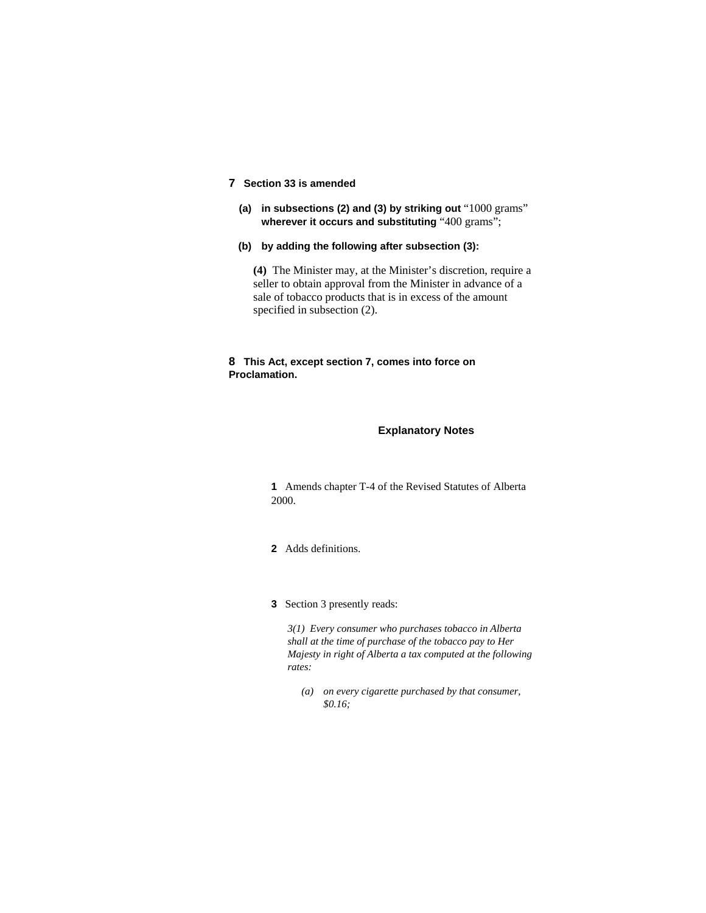**7 Section 33 is amended**

**(a) in subsections (2) and (3) by striking out** “1000 grams” **wherever it occurs and substituting** “400 grams”;

**(b) by adding the following after subsection (3):**

**(4)** The Minister may, at the Minister’s discretion, require a seller to obtain approval from the Minister in advance of a sale of tobacco products that is in excess of the amount specified in subsection (2).

**8 This Act, except section 7, comes into force on Proclamation.**

## Explanatory Notes

**1** Amends chapter T-4 of the Revised Statutes of Alberta 2000.

**2** Adds definitions.

**3** Section 3 presently reads:

*3(1) Every consumer who purchases tobacco in Alberta shall at the time of purchase of the tobacco pay to Her Majesty in right of Alberta a tax computed at the following rates:*

*(a) on every cigarette purchased by that consumer, $0.16;*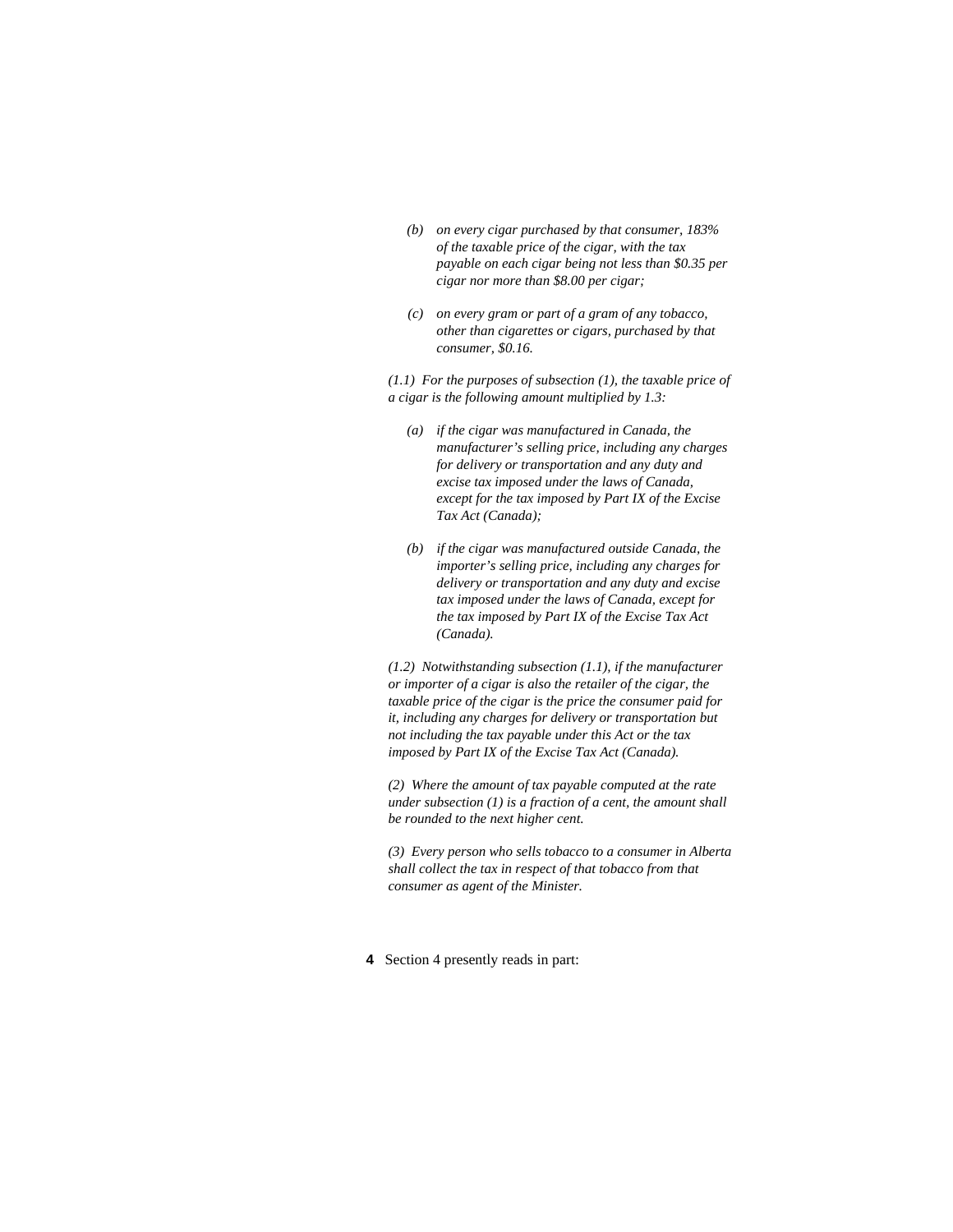*(b) on every cigar purchased by that consumer, 183% of the taxable price of the cigar, with the tax payable on each cigar being not less than $0.35 per cigar nor more than $8.00 per cigar;*

*(c) on every gram or part of a gram of any tobacco, other than cigarettes or cigars, purchased by that consumer, $0.16.*

*(1.1) For the purposes of subsection (1), the taxable price of a cigar is the following amount multiplied by 1.3:*

*(a) if the cigar was manufactured in Canada, the manufacturer's selling price, including any charges for delivery or transportation and any duty and excise tax imposed under the laws of Canada, except for the tax imposed by Part IX of the Excise Tax Act (Canada);*

*(b) if the cigar was manufactured outside Canada, the importer's selling price, including any charges for delivery or transportation and any duty and excise tax imposed under the laws of Canada, except for the tax imposed by Part IX of the Excise Tax Act (Canada).*

*(1.2) Notwithstanding subsection (1.1), if the manufacturer or importer of a cigar is also the retailer of the cigar, the taxable price of the cigar is the price the consumer paid for it, including any charges for delivery or transportation but not including the tax payable under this Act or the tax imposed by Part IX of the Excise Tax Act (Canada).*

*(2) Where the amount of tax payable computed at the rate under subsection (1) is a fraction of a cent, the amount shall be rounded to the next higher cent.*

*(3) Every person who sells tobacco to a consumer in Alberta shall collect the tax in respect of that tobacco from that consumer as agent of the Minister.*

**4** Section 4 presently reads in part: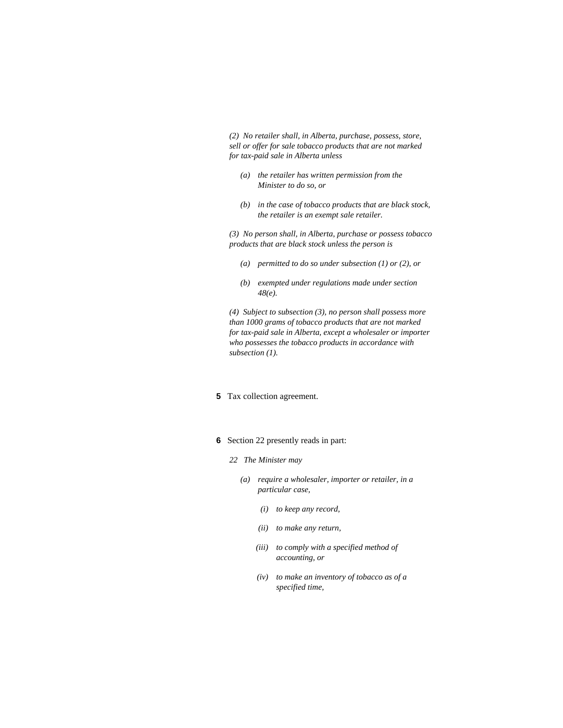*(2) No retailer shall, in Alberta, purchase, possess, store, sell or offer for sale tobacco products that are not marked for tax-paid sale in Alberta unless*

> *(a) the retailer has written permission from the Minister to do so, or*
>
> *(b) in the case of tobacco products that are black stock, the retailer is an exempt sale retailer.*

*(3) No person shall, in Alberta, purchase or possess tobacco products that are black stock unless the person is*

> *(a) permitted to do so under subsection (1) or (2), or*
>
> *(b) exempted under regulations made under section 48(e).*

*(4) Subject to subsection (3), no person shall possess more than 1000 grams of tobacco products that are not marked for tax-paid sale in Alberta, except a wholesaler or importer who possesses the tobacco products in accordance with subsection (1).*

**5** Tax collection agreement.

**6** Section 22 presently reads in part:

*22 The Minister may*

> *(a) require a wholesaler, importer or retailer, in a particular case,*
>
> > *(i) to keep any record,*
> >
> > *(ii) to make any return,*
> >
> > *(iii) to comply with a specified method of accounting, or*
> >
> > *(iv) to make an inventory of tobacco as of a specified time,*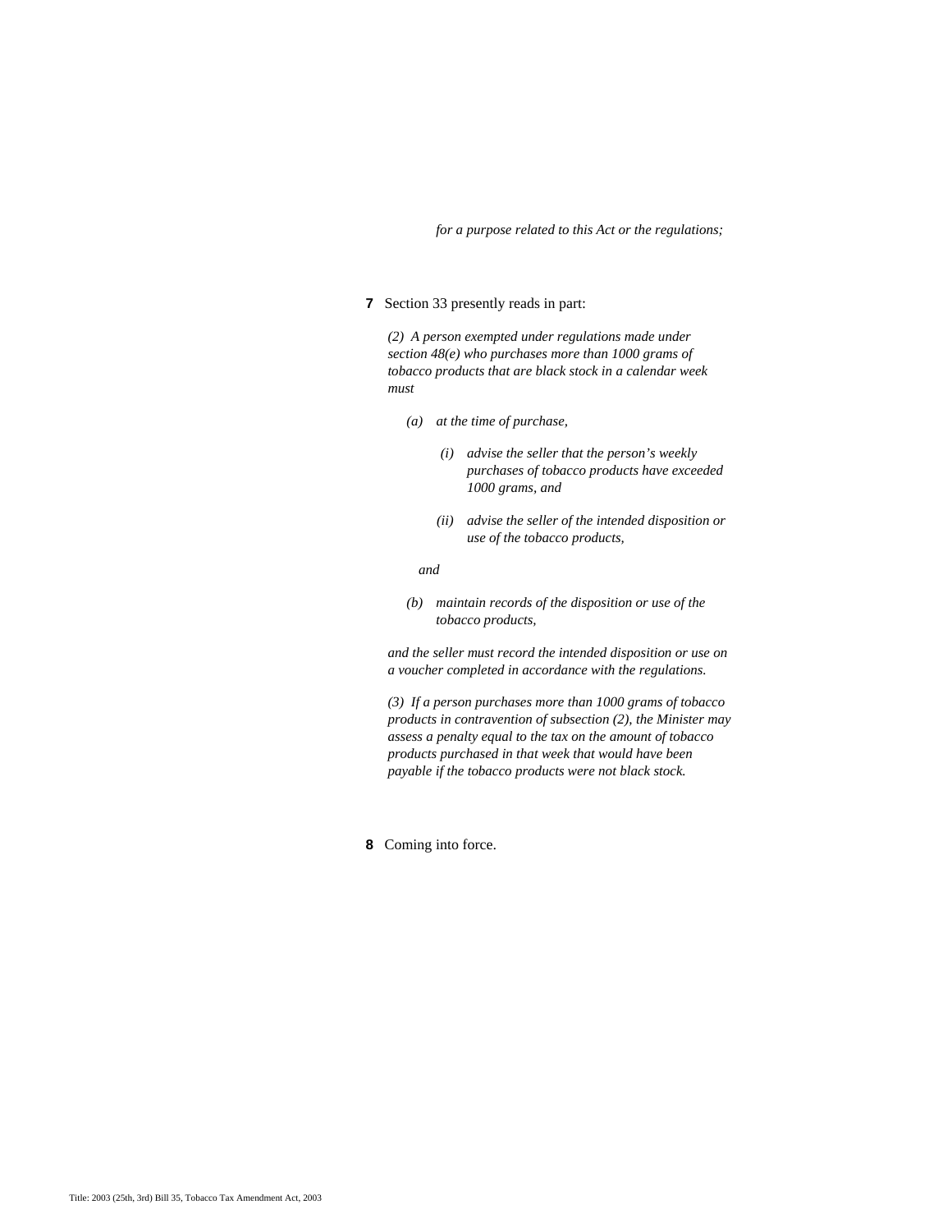*for a purpose related to this Act or the regulations;*

**7** Section 33 presently reads in part:

*(2) A person exempted under regulations made under section 48(e) who purchases more than 1000 grams of tobacco products that are black stock in a calendar week must*

*(a) at the time of purchase,*

*(i) advise the seller that the person's weekly purchases of tobacco products have exceeded 1000 grams, and*

*(ii) advise the seller of the intended disposition or use of the tobacco products,*

*and*

*(b) maintain records of the disposition or use of the tobacco products,*

*and the seller must record the intended disposition or use on a voucher completed in accordance with the regulations.*

*(3) If a person purchases more than 1000 grams of tobacco products in contravention of subsection (2), the Minister may assess a penalty equal to the tax on the amount of tobacco products purchased in that week that would have been payable if the tobacco products were not black stock.*

**8** Coming into force.